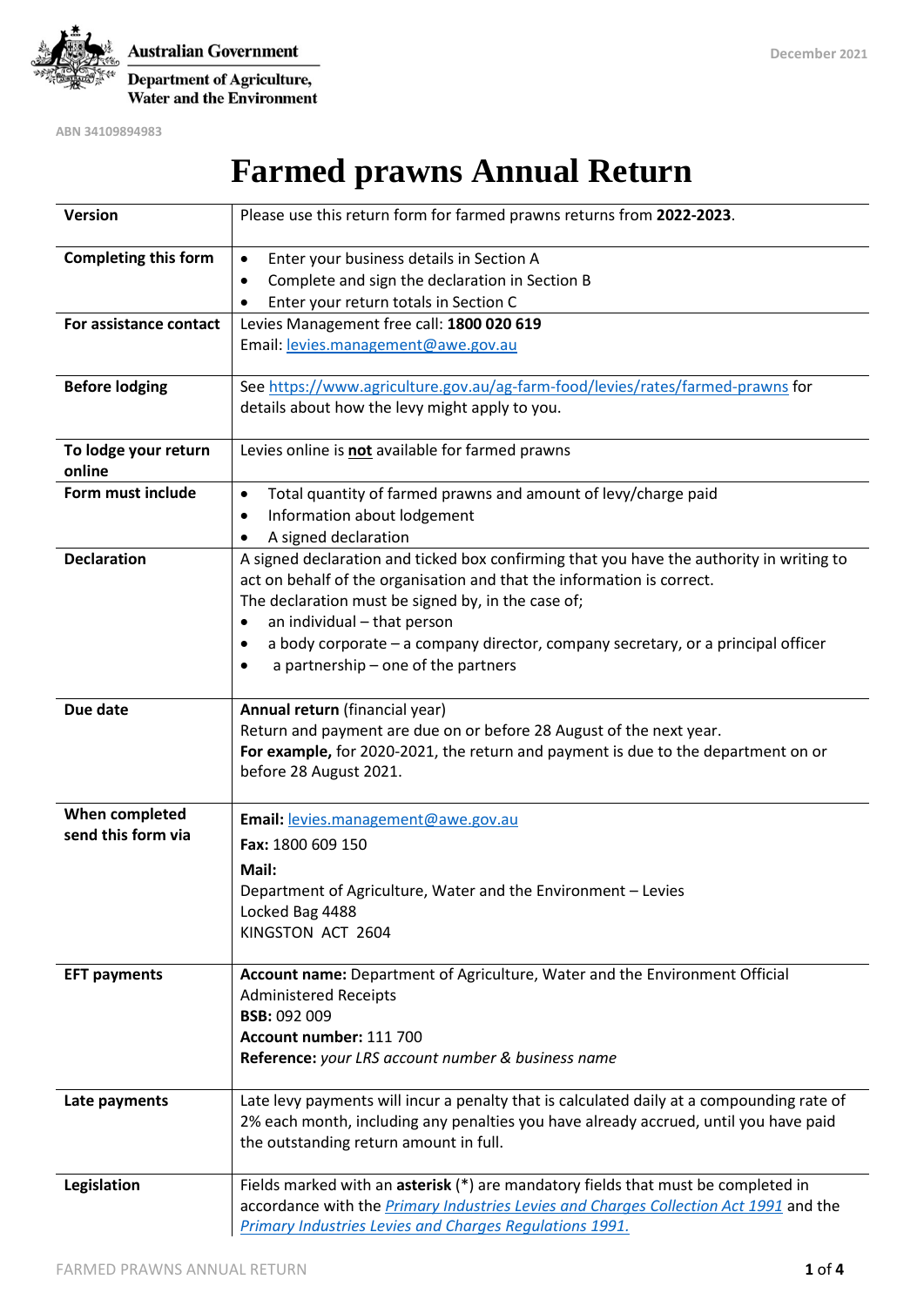Australian Government

Department of Agriculture, Water and the Environment

December 2021

ABN 34109894983

# Farmed prawns Annual Return

| | |
|---|---|
| **Version** | Please use this return form for farmed prawns returns from **2022-2023**. |
| **Completing this form** | • Enter your business details in Section A<br>• Complete and sign the declaration in Section B<br>• Enter your return totals in Section C |
| **For assistance contact** | Levies Management free call: **1800 020 619**<br>Email: levies.management@awe.gov.au |
| **Before lodging** | See https://www.agriculture.gov.au/ag-farm-food/levies/rates/farmed-prawns for details about how the levy might apply to you. |
| **To lodge your return online** | Levies online is **not** available for farmed prawns |
| **Form must include** | • Total quantity of farmed prawns and amount of levy/charge paid<br>• Information about lodgement<br>• A signed declaration |
| **Declaration** | A signed declaration and ticked box confirming that you have the authority in writing to act on behalf of the organisation and that the information is correct.<br>The declaration must be signed by, in the case of;<br>• an individual – that person<br>• a body corporate – a company director, company secretary, or a principal officer<br>• a partnership – one of the partners |
| **Due date** | **Annual return** (financial year)<br>Return and payment are due on or before 28 August of the next year.<br>**For example,** for 2020-2021, the return and payment is due to the department on or before 28 August 2021. |
| **When completed send this form via** | **Email:** levies.management@awe.gov.au<br>**Fax:** 1800 609 150<br>**Mail:**<br>Department of Agriculture, Water and the Environment – Levies<br>Locked Bag 4488<br>KINGSTON ACT 2604 |
| **EFT payments** | **Account name:** Department of Agriculture, Water and the Environment Official Administered Receipts<br>**BSB:** 092 009<br>**Account number:** 111 700<br>**Reference:** *your LRS account number & business name* |
| **Late payments** | Late levy payments will incur a penalty that is calculated daily at a compounding rate of 2% each month, including any penalties you have already accrued, until you have paid the outstanding return amount in full. |
| **Legislation** | Fields marked with an **asterisk** (*) are mandatory fields that must be completed in accordance with the *Primary Industries Levies and Charges Collection Act 1991* and the *Primary Industries Levies and Charges Regulations 1991.* |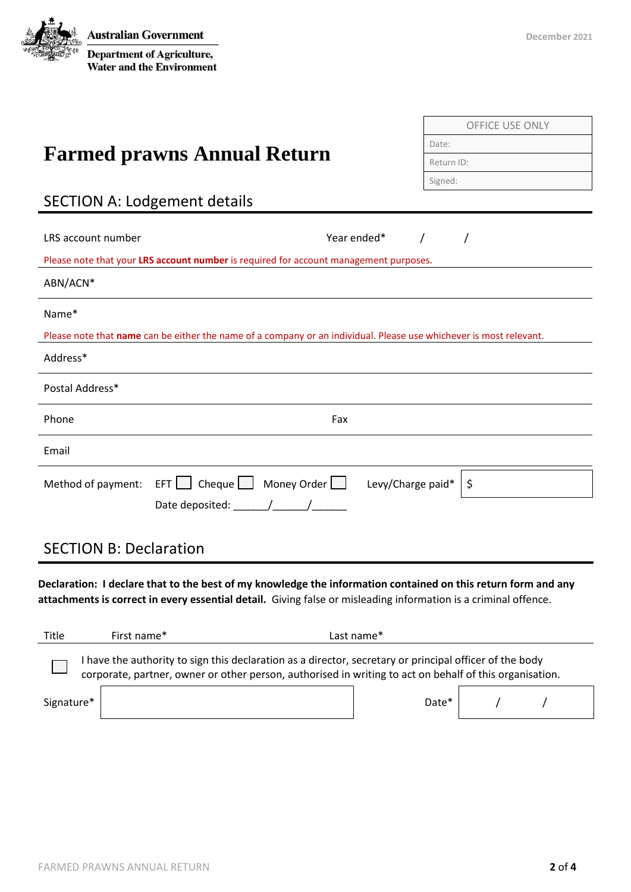Australian Government

Department of Agriculture, Water and the Environment

December 2021

| OFFICE USE ONLY |
| --- |
| Date: |
| Return ID: |
| Signed: |

# Farmed prawns Annual Return

## SECTION A: Lodgement details

LRS account number | Year ended* / /

Please note that your **LRS account number** is required for account management purposes.

ABN/ACN*

Name*

Please note that **name** can be either the name of a company or an individual. Please use whichever is most relevant.

Address*

Postal Address*

Phone | Fax

Email

Method of payment: EFT ☐ Cheque ☐ Money Order ☐ | Levy/Charge paid* $

Date deposited: ______/______/______

## SECTION B: Declaration

**Declaration: I declare that to the best of my knowledge the information contained on this return form and any attachments is correct in every essential detail.** Giving false or misleading information is a criminal offence.

Title | First name* | Last name*

☐ I have the authority to sign this declaration as a director, secretary or principal officer of the body corporate, partner, owner or other person, authorised in writing to act on behalf of this organisation.

Signature* | Date* / /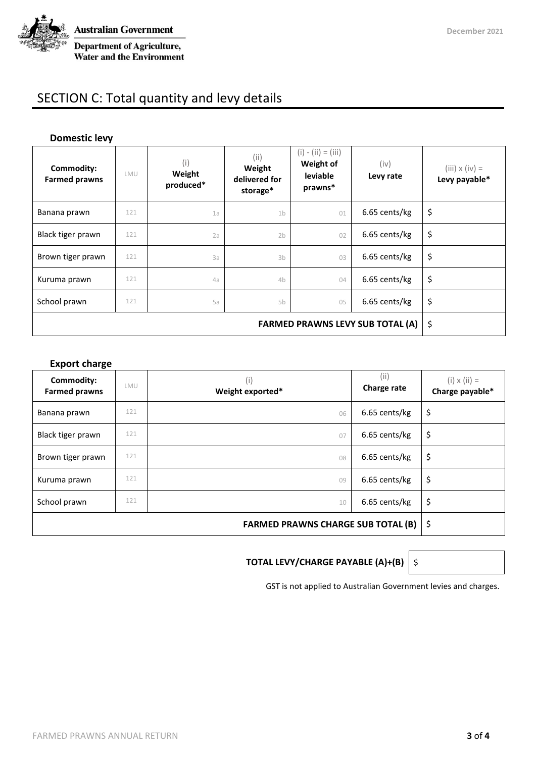# SECTION C: Total quantity and levy details

### Domestic levy

| Commodity: Farmed prawns | LMU | (i) Weight produced* | (ii) Weight delivered for storage* | (i) - (ii) = (iii) Weight of leviable prawns* | (iv) Levy rate | (iii) x (iv) = Levy payable* |
|---|---|---|---|---|---|---|
| Banana prawn | 121 | 1a | 1b | 01 | 6.65 cents/kg | $ |
| Black tiger prawn | 121 | 2a | 2b | 02 | 6.65 cents/kg | $ |
| Brown tiger prawn | 121 | 3a | 3b | 03 | 6.65 cents/kg | $ |
| Kuruma prawn | 121 | 4a | 4b | 04 | 6.65 cents/kg | $ |
| School prawn | 121 | 5a | 5b | 05 | 6.65 cents/kg | $ |
| **FARMED PRAWNS LEVY SUB TOTAL (A)** | | | | | | $ |

### Export charge

| Commodity: Farmed prawns | LMU | (i) Weight exported* | (ii) Charge rate | (i) x (ii) = Charge payable* |
|---|---|---|---|---|
| Banana prawn | 121 | 06 | 6.65 cents/kg | $ |
| Black tiger prawn | 121 | 07 | 6.65 cents/kg | $ |
| Brown tiger prawn | 121 | 08 | 6.65 cents/kg | $ |
| Kuruma prawn | 121 | 09 | 6.65 cents/kg | $ |
| School prawn | 121 | 10 | 6.65 cents/kg | $ |
| **FARMED PRAWNS CHARGE SUB TOTAL (B)** | | | | $ |

**TOTAL LEVY/CHARGE PAYABLE (A)+(B)** $

GST is not applied to Australian Government levies and charges.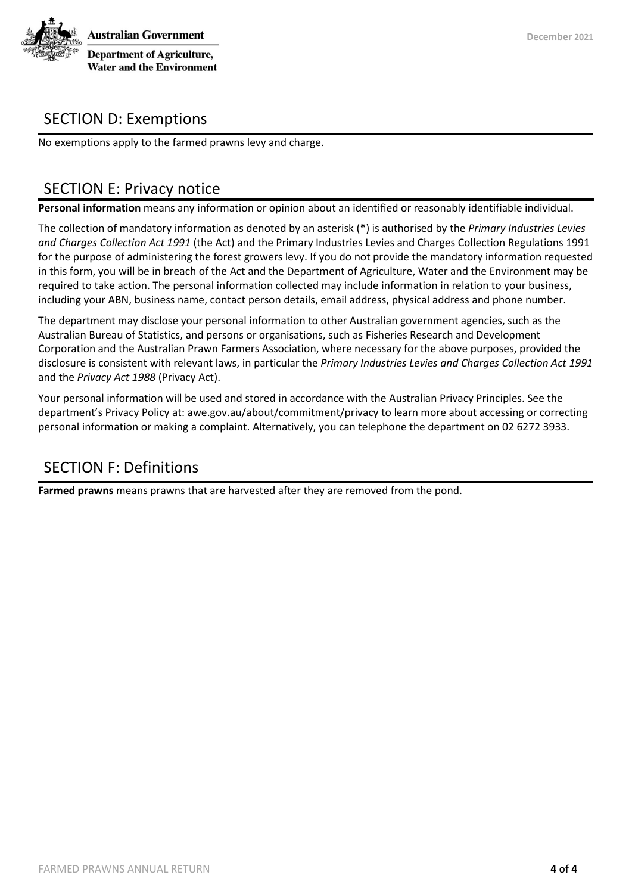## SECTION D: Exemptions

No exemptions apply to the farmed prawns levy and charge.

## SECTION E: Privacy notice

**Personal information** means any information or opinion about an identified or reasonably identifiable individual.

The collection of mandatory information as denoted by an asterisk (**\***) is authorised by the *Primary Industries Levies and Charges Collection Act 1991* (the Act) and the Primary Industries Levies and Charges Collection Regulations 1991 for the purpose of administering the forest growers levy. If you do not provide the mandatory information requested in this form, you will be in breach of the Act and the Department of Agriculture, Water and the Environment may be required to take action. The personal information collected may include information in relation to your business, including your ABN, business name, contact person details, email address, physical address and phone number.

The department may disclose your personal information to other Australian government agencies, such as the Australian Bureau of Statistics, and persons or organisations, such as Fisheries Research and Development Corporation and the Australian Prawn Farmers Association, where necessary for the above purposes, provided the disclosure is consistent with relevant laws, in particular the *Primary Industries Levies and Charges Collection Act 1991* and the *Privacy Act 1988* (Privacy Act).

Your personal information will be used and stored in accordance with the Australian Privacy Principles. See the department's Privacy Policy at: awe.gov.au/about/commitment/privacy to learn more about accessing or correcting personal information or making a complaint. Alternatively, you can telephone the department on 02 6272 3933.

## SECTION F: Definitions

**Farmed prawns** means prawns that are harvested after they are removed from the pond.